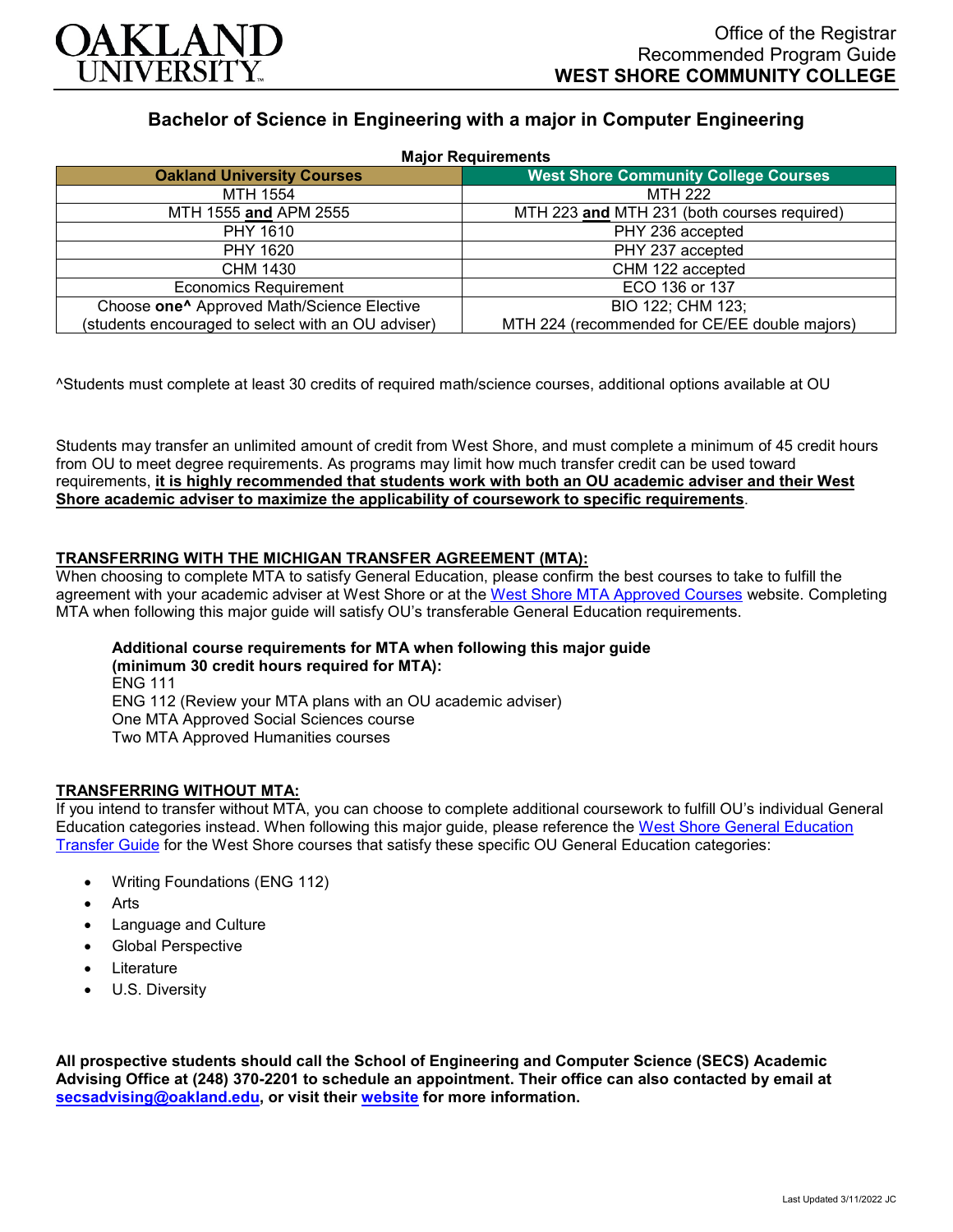Office of the Registrar
Recommended Program Guide
**WEST SHORE COMMUNITY COLLEGE**

# Bachelor of Science in Engineering with a major in Computer Engineering

**Major Requirements**

| Oakland University Courses | West Shore Community College Courses |
|---|---|
| MTH 1554 | MTH 222 |
| MTH 1555 **and** APM 2555 | MTH 223 **and** MTH 231 (both courses required) |
| PHY 1610 | PHY 236 accepted |
| PHY 1620 | PHY 237 accepted |
| CHM 1430 | CHM 122 accepted |
| Economics Requirement | ECO 136 or 137 |
| Choose **one^** Approved Math/Science Elective (students encouraged to select with an OU adviser) | BIO 122; CHM 123; MTH 224 (recommended for CE/EE double majors) |

^Students must complete at least 30 credits of required math/science courses, additional options available at OU

Students may transfer an unlimited amount of credit from West Shore, and must complete a minimum of 45 credit hours from OU to meet degree requirements. As programs may limit how much transfer credit can be used toward requirements, **it is highly recommended that students work with both an OU academic adviser and their West Shore academic adviser to maximize the applicability of coursework to specific requirements**.

## TRANSFERRING WITH THE MICHIGAN TRANSFER AGREEMENT (MTA):

When choosing to complete MTA to satisfy General Education, please confirm the best courses to take to fulfill the agreement with your academic adviser at West Shore or at the West Shore MTA Approved Courses website. Completing MTA when following this major guide will satisfy OU's transferable General Education requirements.

**Additional course requirements for MTA when following this major guide (minimum 30 credit hours required for MTA):**
ENG 111
ENG 112 (Review your MTA plans with an OU academic adviser)
One MTA Approved Social Sciences course
Two MTA Approved Humanities courses

## TRANSFERRING WITHOUT MTA:

If you intend to transfer without MTA, you can choose to complete additional coursework to fulfill OU's individual General Education categories instead. When following this major guide, please reference the West Shore General Education Transfer Guide for the West Shore courses that satisfy these specific OU General Education categories:

- Writing Foundations (ENG 112)
- Arts
- Language and Culture
- Global Perspective
- Literature
- U.S. Diversity

**All prospective students should call the School of Engineering and Computer Science (SECS) Academic Advising Office at (248) 370-2201 to schedule an appointment. Their office can also contacted by email at secsadvising@oakland.edu, or visit their website for more information.**

Last Updated 3/11/2022 JC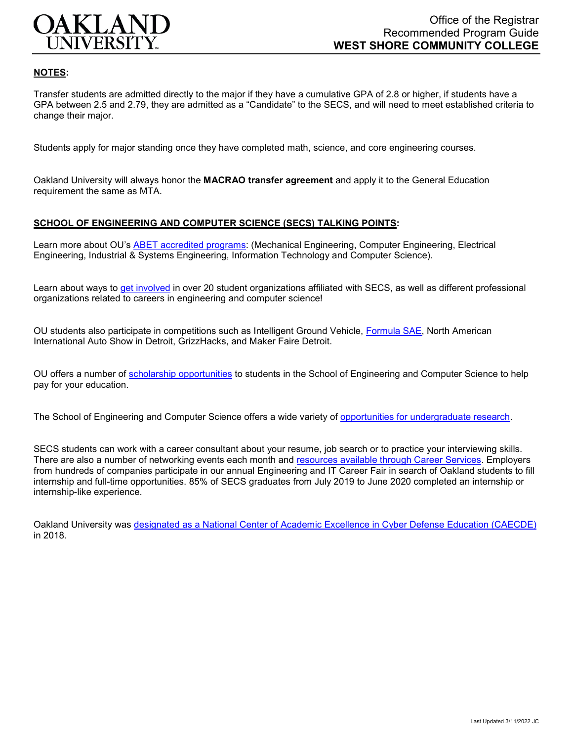**NOTES:**

Transfer students are admitted directly to the major if they have a cumulative GPA of 2.8 or higher, if students have a GPA between 2.5 and 2.79, they are admitted as a "Candidate" to the SECS, and will need to meet established criteria to change their major.

Students apply for major standing once they have completed math, science, and core engineering courses.

Oakland University will always honor the **MACRAO transfer agreement** and apply it to the General Education requirement the same as MTA.

**SCHOOL OF ENGINEERING AND COMPUTER SCIENCE (SECS) TALKING POINTS:**

Learn more about OU's ABET accredited programs: (Mechanical Engineering, Computer Engineering, Electrical Engineering, Industrial & Systems Engineering, Information Technology and Computer Science).

Learn about ways to get involved in over 20 student organizations affiliated with SECS, as well as different professional organizations related to careers in engineering and computer science!

OU students also participate in competitions such as Intelligent Ground Vehicle, Formula SAE, North American International Auto Show in Detroit, GrizzHacks, and Maker Faire Detroit.

OU offers a number of scholarship opportunities to students in the School of Engineering and Computer Science to help pay for your education.

The School of Engineering and Computer Science offers a wide variety of opportunities for undergraduate research.

SECS students can work with a career consultant about your resume, job search or to practice your interviewing skills. There are also a number of networking events each month and resources available through Career Services. Employers from hundreds of companies participate in our annual Engineering and IT Career Fair in search of Oakland students to fill internship and full-time opportunities. 85% of SECS graduates from July 2019 to June 2020 completed an internship or internship-like experience.

Oakland University was designated as a National Center of Academic Excellence in Cyber Defense Education (CAECDE) in 2018.

Last Updated 3/11/2022 JC